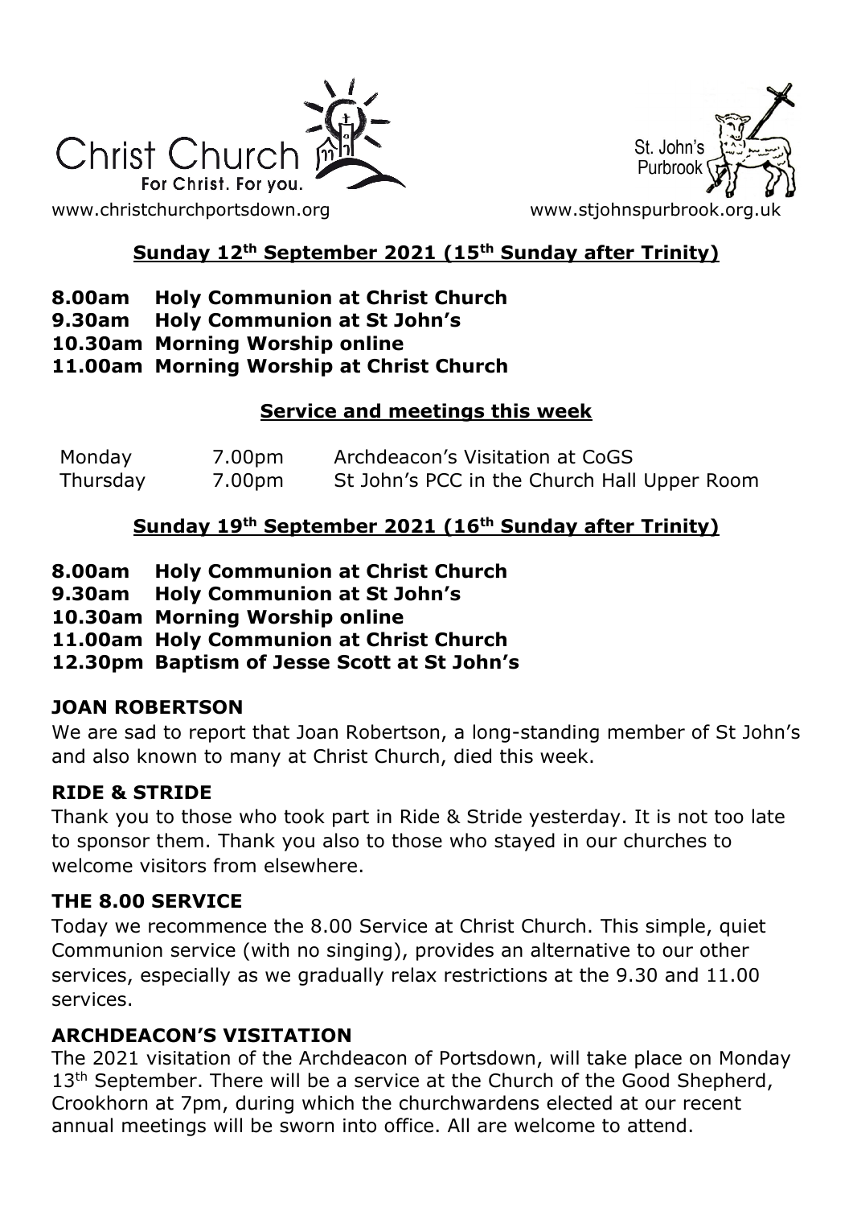Christ Church
For Christ. For you.

www.christchurchportsdown.org

St. John's Purbrook

www.stjohnspurbrook.org.uk

## Sunday 12th September 2021 (15th Sunday after Trinity)

**8.00am Holy Communion at Christ Church**
**9.30am Holy Communion at St John's**
**10.30am Morning Worship online**
**11.00am Morning Worship at Christ Church**

## Service and meetings this week

| | | |
|---|---|---|
| Monday | 7.00pm | Archdeacon's Visitation at CoGS |
| Thursday | 7.00pm | St John's PCC in the Church Hall Upper Room |

## Sunday 19th September 2021 (16th Sunday after Trinity)

**8.00am Holy Communion at Christ Church**
**9.30am Holy Communion at St John's**
**10.30am Morning Worship online**
**11.00am Holy Communion at Christ Church**
**12.30pm Baptism of Jesse Scott at St John's**

### JOAN ROBERTSON

We are sad to report that Joan Robertson, a long-standing member of St John's and also known to many at Christ Church, died this week.

### RIDE & STRIDE

Thank you to those who took part in Ride & Stride yesterday. It is not too late to sponsor them. Thank you also to those who stayed in our churches to welcome visitors from elsewhere.

### THE 8.00 SERVICE

Today we recommence the 8.00 Service at Christ Church. This simple, quiet Communion service (with no singing), provides an alternative to our other services, especially as we gradually relax restrictions at the 9.30 and 11.00 services.

### ARCHDEACON'S VISITATION

The 2021 visitation of the Archdeacon of Portsdown, will take place on Monday 13th September. There will be a service at the Church of the Good Shepherd, Crookhorn at 7pm, during which the churchwardens elected at our recent annual meetings will be sworn into office. All are welcome to attend.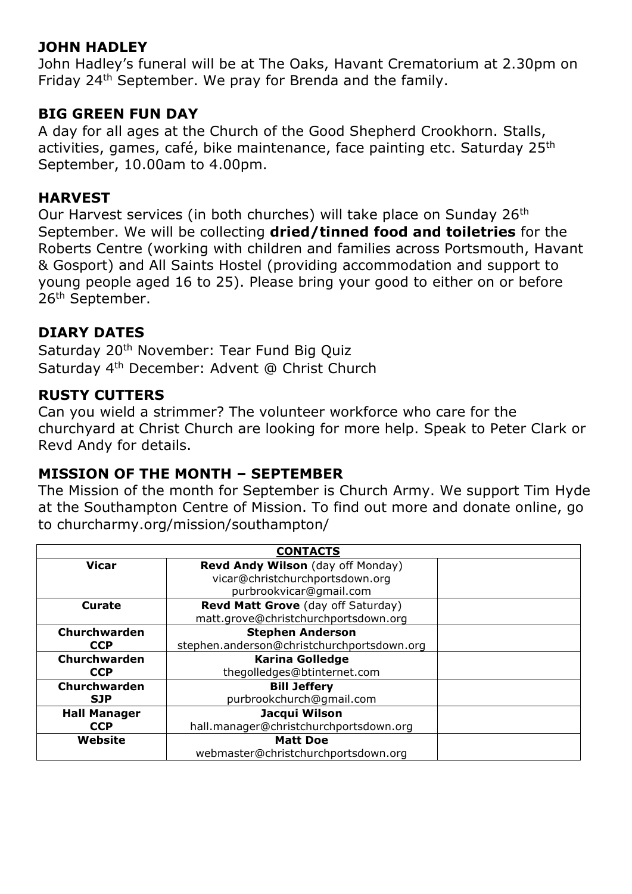## JOHN HADLEY

John Hadley's funeral will be at The Oaks, Havant Crematorium at 2.30pm on Friday 24th September. We pray for Brenda and the family.

## BIG GREEN FUN DAY

A day for all ages at the Church of the Good Shepherd Crookhorn. Stalls, activities, games, café, bike maintenance, face painting etc. Saturday 25th September, 10.00am to 4.00pm.

## HARVEST

Our Harvest services (in both churches) will take place on Sunday 26th September. We will be collecting **dried/tinned food and toiletries** for the Roberts Centre (working with children and families across Portsmouth, Havant & Gosport) and All Saints Hostel (providing accommodation and support to young people aged 16 to 25). Please bring your good to either on or before 26th September.

## DIARY DATES

Saturday 20th November: Tear Fund Big Quiz
Saturday 4th December: Advent @ Christ Church

## RUSTY CUTTERS

Can you wield a strimmer? The volunteer workforce who care for the churchyard at Christ Church are looking for more help. Speak to Peter Clark or Revd Andy for details.

## MISSION OF THE MONTH – SEPTEMBER

The Mission of the month for September is Church Army. We support Tim Hyde at the Southampton Centre of Mission. To find out more and donate online, go to churcharmy.org/mission/southampton/

| **CONTACTS** | | |
|---|---|---|
| **Vicar** | **Revd Andy Wilson** (day off Monday) vicar@christchurchportsdown.org purbrookvicar@gmail.com | |
| **Curate** | **Revd Matt Grove** (day off Saturday) matt.grove@christchurchportsdown.org | |
| **Churchwarden CCP** | **Stephen Anderson** stephen.anderson@christchurchportsdown.org | |
| **Churchwarden CCP** | **Karina Golledge** thegolledges@btinternet.com | |
| **Churchwarden SJP** | **Bill Jeffery** purbrookchurch@gmail.com | |
| **Hall Manager CCP** | **Jacqui Wilson** hall.manager@christchurchportsdown.org | |
| **Website** | **Matt Doe** webmaster@christchurchportsdown.org | |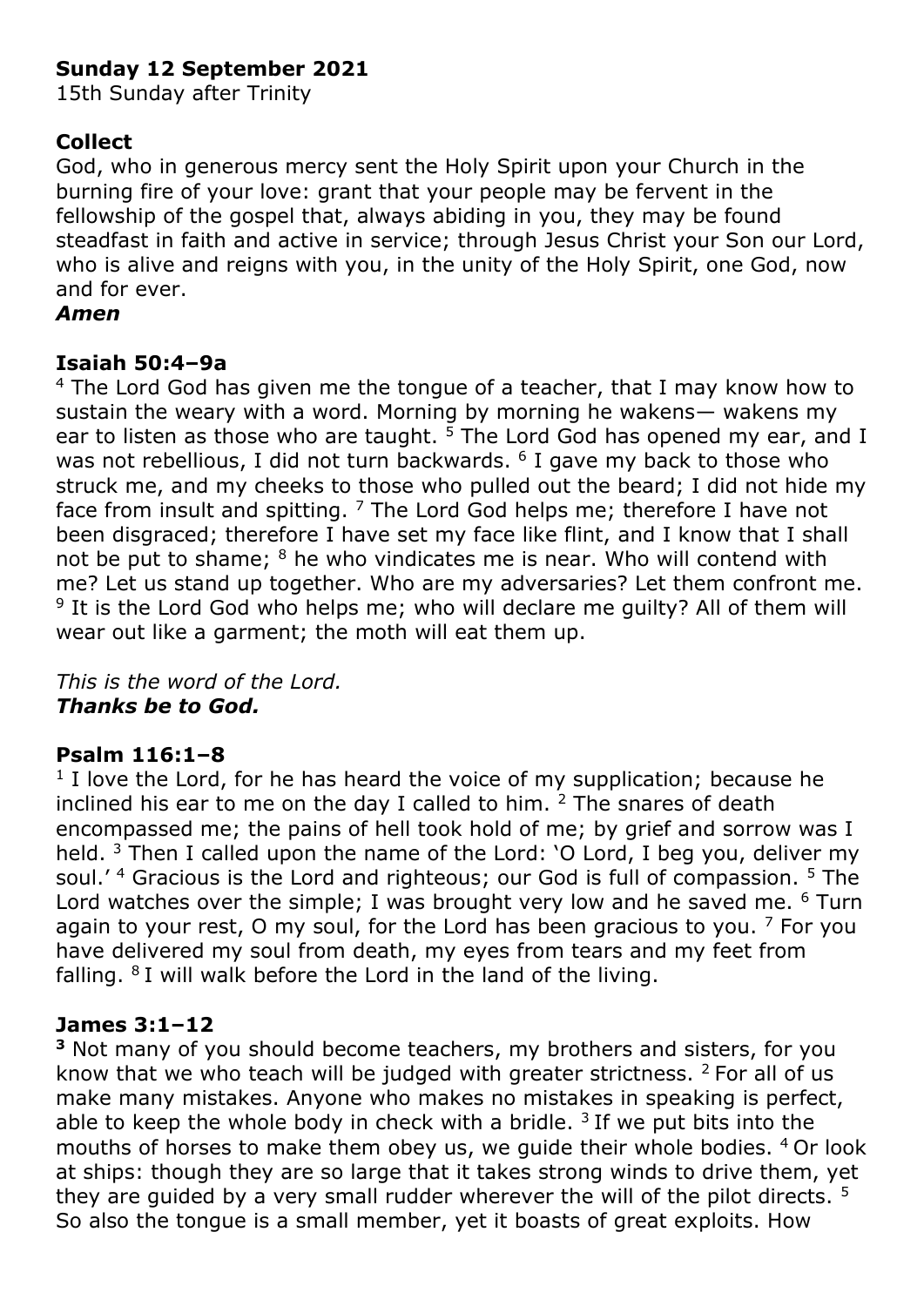**Sunday 12 September 2021**

15th Sunday after Trinity

**Collect**

God, who in generous mercy sent the Holy Spirit upon your Church in the burning fire of your love: grant that your people may be fervent in the fellowship of the gospel that, always abiding in you, they may be found steadfast in faith and active in service; through Jesus Christ your Son our Lord, who is alive and reigns with you, in the unity of the Holy Spirit, one God, now and for ever.

***Amen***

**Isaiah 50:4–9a**

[4] The Lord God has given me the tongue of a teacher, that I may know how to sustain the weary with a word. Morning by morning he wakens— wakens my ear to listen as those who are taught. [5] The Lord God has opened my ear, and I was not rebellious, I did not turn backwards. [6] I gave my back to those who struck me, and my cheeks to those who pulled out the beard; I did not hide my face from insult and spitting. [7] The Lord God helps me; therefore I have not been disgraced; therefore I have set my face like flint, and I know that I shall not be put to shame; [8] he who vindicates me is near. Who will contend with me? Let us stand up together. Who are my adversaries? Let them confront me. [9] It is the Lord God who helps me; who will declare me guilty? All of them will wear out like a garment; the moth will eat them up.

*This is the word of the Lord.*
***Thanks be to God.***

**Psalm 116:1–8**

[1] I love the Lord, for he has heard the voice of my supplication; because he inclined his ear to me on the day I called to him. [2] The snares of death encompassed me; the pains of hell took hold of me; by grief and sorrow was I held. [3] Then I called upon the name of the Lord: 'O Lord, I beg you, deliver my soul.' [4] Gracious is the Lord and righteous; our God is full of compassion. [5] The Lord watches over the simple; I was brought very low and he saved me. [6] Turn again to your rest, O my soul, for the Lord has been gracious to you. [7] For you have delivered my soul from death, my eyes from tears and my feet from falling. [8] I will walk before the Lord in the land of the living.

**James 3:1–12**

**[3]** Not many of you should become teachers, my brothers and sisters, for you know that we who teach will be judged with greater strictness. [2] For all of us make many mistakes. Anyone who makes no mistakes in speaking is perfect, able to keep the whole body in check with a bridle. [3] If we put bits into the mouths of horses to make them obey us, we guide their whole bodies. [4] Or look at ships: though they are so large that it takes strong winds to drive them, yet they are guided by a very small rudder wherever the will of the pilot directs. [5] So also the tongue is a small member, yet it boasts of great exploits. How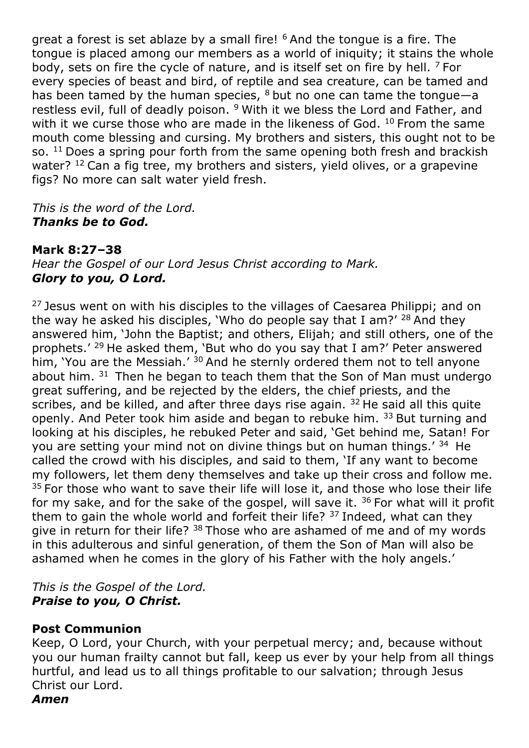great a forest is set ablaze by a small fire! [6] And the tongue is a fire. The tongue is placed among our members as a world of iniquity; it stains the whole body, sets on fire the cycle of nature, and is itself set on fire by hell. [7] For every species of beast and bird, of reptile and sea creature, can be tamed and has been tamed by the human species, [8] but no one can tame the tongue—a restless evil, full of deadly poison. [9] With it we bless the Lord and Father, and with it we curse those who are made in the likeness of God. [10] From the same mouth come blessing and cursing. My brothers and sisters, this ought not to be so. [11] Does a spring pour forth from the same opening both fresh and brackish water? [12] Can a fig tree, my brothers and sisters, yield olives, or a grapevine figs? No more can salt water yield fresh.

*This is the word of the Lord.*
***Thanks be to God.***

**Mark 8:27–38**
*Hear the Gospel of our Lord Jesus Christ according to Mark.*
***Glory to you, O Lord.***

[27] Jesus went on with his disciples to the villages of Caesarea Philippi; and on the way he asked his disciples, 'Who do people say that I am?' [28] And they answered him, 'John the Baptist; and others, Elijah; and still others, one of the prophets.' [29] He asked them, 'But who do you say that I am?' Peter answered him, 'You are the Messiah.' [30] And he sternly ordered them not to tell anyone about him. [31] Then he began to teach them that the Son of Man must undergo great suffering, and be rejected by the elders, the chief priests, and the scribes, and be killed, and after three days rise again. [32] He said all this quite openly. And Peter took him aside and began to rebuke him. [33] But turning and looking at his disciples, he rebuked Peter and said, 'Get behind me, Satan! For you are setting your mind not on divine things but on human things.' [34] He called the crowd with his disciples, and said to them, 'If any want to become my followers, let them deny themselves and take up their cross and follow me. [35] For those who want to save their life will lose it, and those who lose their life for my sake, and for the sake of the gospel, will save it. [36] For what will it profit them to gain the whole world and forfeit their life? [37] Indeed, what can they give in return for their life? [38] Those who are ashamed of me and of my words in this adulterous and sinful generation, of them the Son of Man will also be ashamed when he comes in the glory of his Father with the holy angels.'

*This is the Gospel of the Lord.*
***Praise to you, O Christ.***

**Post Communion**
Keep, O Lord, your Church, with your perpetual mercy; and, because without you our human frailty cannot but fall, keep us ever by your help from all things hurtful, and lead us to all things profitable to our salvation; through Jesus Christ our Lord.
***Amen***